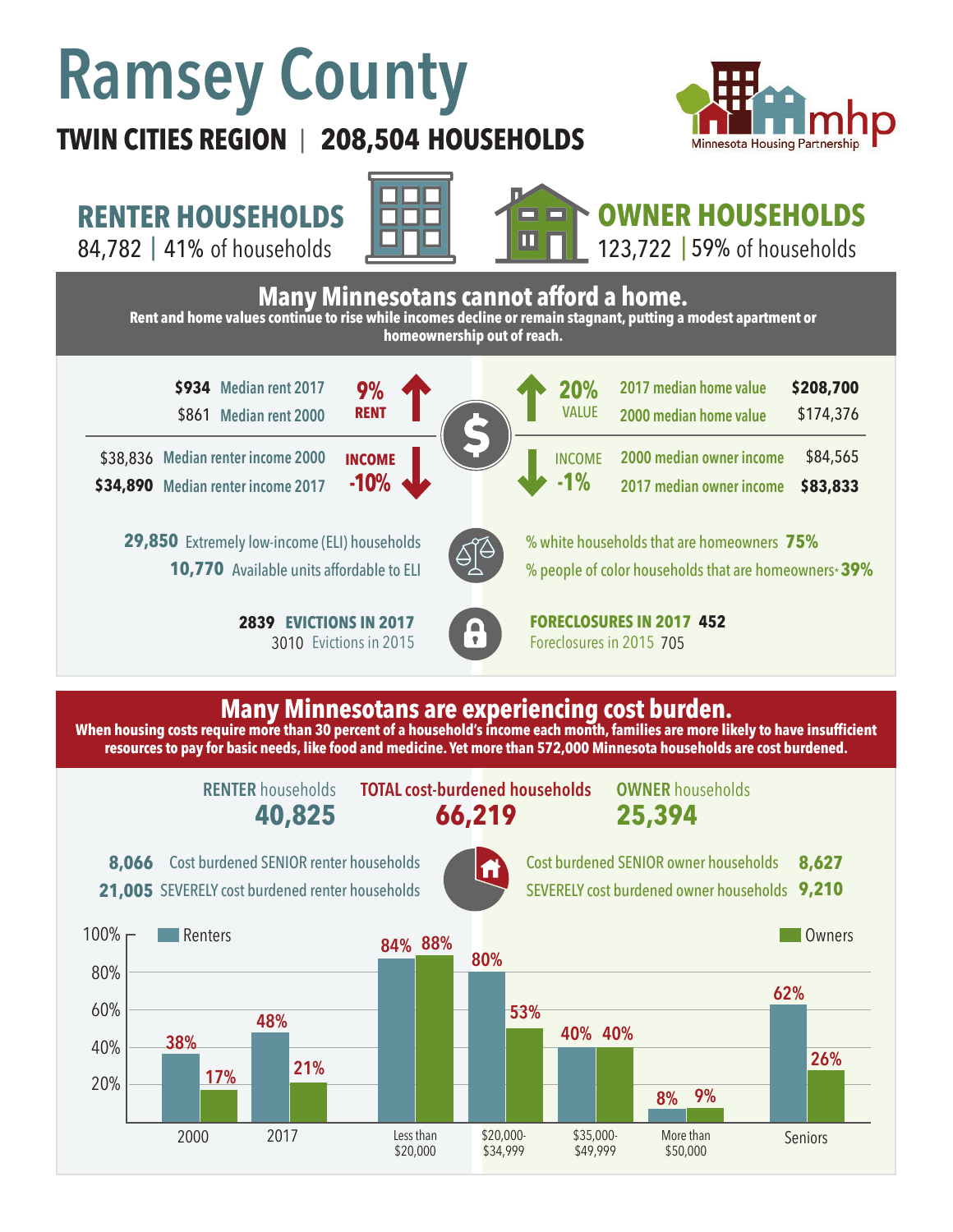# Ramsey County

**TWIN CITIES REGION | 208,504 HOUSEHOLDS**

Minnesota Housing Partnership

## RENTER HOUSEHOLDS
84,782 | 41% of households

## OWNER HOUSEHOLDS
123,722 | 59% of households

## Many Minnesotans cannot afford a home.

**Rent and home values continue to rise while incomes decline or remain stagnant, putting a modest apartment or homeownership out of reach.**

**$934** Median rent 2017
$861 Median rent 2000
**9% RENT**

**20% VALUE**
2017 median home value **$208,700**
2000 median home value $174,376

$38,836 Median renter income 2000
**$34,890** Median renter income 2017
**INCOME -10%**

**INCOME -1%**
2000 median owner income $84,565
2017 median owner income **$83,833**

**29,850** Extremely low-income (ELI) households
**10,770** Available units affordable to ELI

% white households that are homeowners **75%**
% people of color households that are homeowners* **39%**

**2839 EVICTIONS IN 2017**
3010 Evictions in 2015

**FORECLOSURES IN 2017 452**
Foreclosures in 2015 705

## Many Minnesotans are experiencing cost burden.

**When housing costs require more than 30 percent of a household's income each month, families are more likely to have insufficient resources to pay for basic needs, like food and medicine. Yet more than 572,000 Minnesota households are cost burdened.**

RENTER households **40,825**
TOTAL cost-burdened households **66,219**
OWNER households **25,394**

**8,066** Cost burdened SENIOR renter households
**21,005** SEVERELY cost burdened renter households

Cost burdened SENIOR owner households **8,627**
SEVERELY cost burdened owner households **9,210**

Renters
Owners
100%
80%
60%
40%
20%
2000: 38% 17%
2017: 48% 21%
Less than $20,000: 84% 88%
$20,000-$34,999: 80% 53%
$35,000-$49,999: 40% 40%
More than $50,000: 8% 9%
Seniors: 62% 26%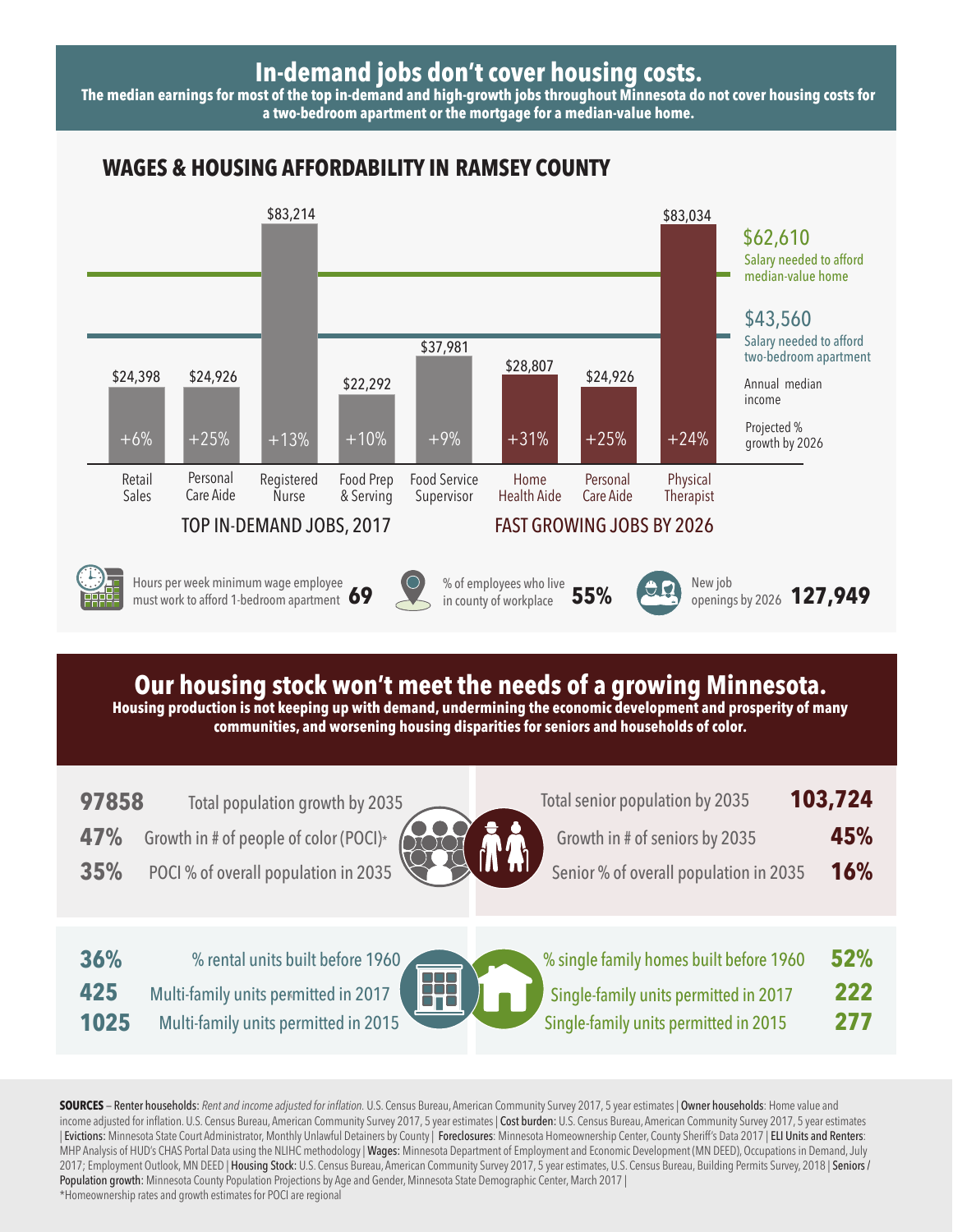# In-demand jobs don't cover housing costs.

**The median earnings for most of the top in-demand and high-growth jobs throughout Minnesota do not cover housing costs for a two-bedroom apartment or the mortgage for a median-value home.**

## WAGES & HOUSING AFFORDABILITY IN RAMSEY COUNTY

$24,398
+6%
Retail Sales

$24,926
+25%
Personal Care Aide

$83,214
+13%
Registered Nurse

$22,292
+10%
Food Prep & Serving

$37,981
+9%
Food Service Supervisor

$28,807
+31%
Home Health Aide

$24,926
+25%
Personal Care Aide

$83,034
+24%
Physical Therapist

TOP IN-DEMAND JOBS, 2017

FAST GROWING JOBS BY 2026

$62,610
Salary needed to afford median-value home

$43,560
Salary needed to afford two-bedroom apartment

Annual median income

Projected % growth by 2026

Hours per week minimum wage employee must work to afford 1-bedroom apartment **69**

% of employees who live in county of workplace **55%**

New job openings by 2026 **127,949**

# Our housing stock won't meet the needs of a growing Minnesota.

**Housing production is not keeping up with demand, undermining the economic development and prosperity of many communities, and worsening housing disparities for seniors and households of color.**

**97858** Total population growth by 2035

**47%** Growth in # of people of color (POCI)*

**35%** POCI % of overall population in 2035

Total senior population by 2035 **103,724**

Growth in # of seniors by 2035 **45%**

Senior % of overall population in 2035 **16%**

**36%** % rental units built before 1960

**425** Multi-family units permitted in 2017

**1025** Multi-family units permitted in 2015

% single family homes built before 1960 **52%**

Single-family units permitted in 2017 **222**

Single-family units permitted in 2015 **277**

**SOURCES** – **Renter households**: *Rent and income adjusted for inflation.* U.S. Census Bureau, American Community Survey 2017, 5 year estimates | **Owner households**: Home value and income adjusted for inflation. U.S. Census Bureau, American Community Survey 2017, 5 year estimates | **Cost burden**: U.S. Census Bureau, American Community Survey 2017, 5 year estimates | **Evictions**: Minnesota State Court Administrator, Monthly Unlawful Detainers by County | **Foreclosures**: Minnesota Homeownership Center, County Sheriff's Data 2017 | **ELI Units and Renters**: MHP Analysis of HUD's CHAS Portal Data using the NLIHC methodology | **Wages**: Minnesota Department of Employment and Economic Development (MN DEED), Occupations in Demand, July 2017; Employment Outlook, MN DEED | **Housing Stock**: U.S. Census Bureau, American Community Survey 2017, 5 year estimates, U.S. Census Bureau, Building Permits Survey, 2018 | **Seniors / Population growth**: Minnesota County Population Projections by Age and Gender, Minnesota State Demographic Center, March 2017 |
*Homeownership rates and growth estimates for POCI are regional